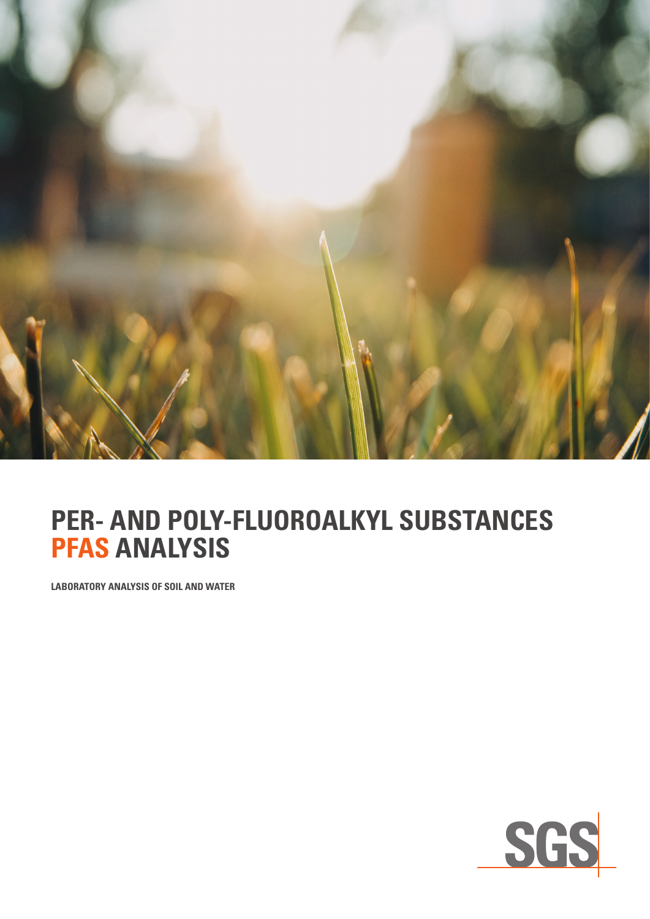# PER- AND POLY-FLUOROALKYL SUBSTANCES PFAS ANALYSIS

**LABORATORY ANALYSIS OF SOIL AND WATER**

SGS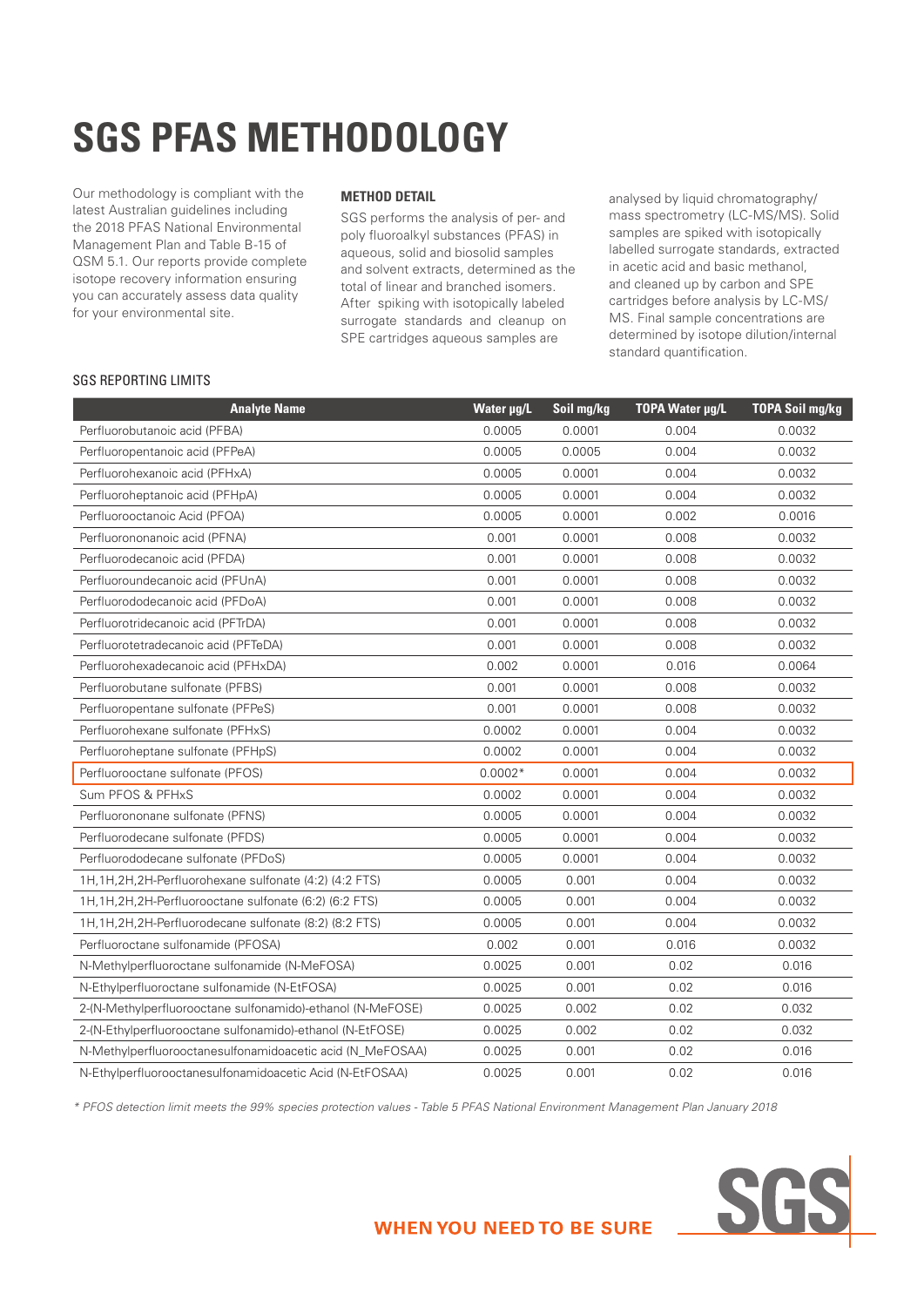# SGS PFAS METHODOLOGY

Our methodology is compliant with the latest Australian guidelines including the 2018 PFAS National Environmental Management Plan and Table B-15 of QSM 5.1. Our reports provide complete isotope recovery information ensuring you can accurately assess data quality for your environmental site.

### METHOD DETAIL

SGS performs the analysis of per- and poly fluoroalkyl substances (PFAS) in aqueous, solid and biosolid samples and solvent extracts, determined as the total of linear and branched isomers. After spiking with isotopically labeled surrogate standards and cleanup on SPE cartridges aqueous samples are analysed by liquid chromatography/ mass spectrometry (LC-MS/MS). Solid samples are spiked with isotopically labelled surrogate standards, extracted in acetic acid and basic methanol, and cleaned up by carbon and SPE cartridges before analysis by LC-MS/ MS. Final sample concentrations are determined by isotope dilution/internal standard quantification.

SGS REPORTING LIMITS

| Analyte Name | Water µg/L | Soil mg/kg | TOPA Water µg/L | TOPA Soil mg/kg |
|---|---|---|---|---|
| Perfluorobutanoic acid (PFBA) | 0.0005 | 0.0001 | 0.004 | 0.0032 |
| Perfluoropentanoic acid (PFPeA) | 0.0005 | 0.0005 | 0.004 | 0.0032 |
| Perfluorohexanoic acid (PFHxA) | 0.0005 | 0.0001 | 0.004 | 0.0032 |
| Perfluoroheptanoic acid (PFHpA) | 0.0005 | 0.0001 | 0.004 | 0.0032 |
| Perfluorooctanoic Acid (PFOA) | 0.0005 | 0.0001 | 0.002 | 0.0016 |
| Perfluorononanoic acid (PFNA) | 0.001 | 0.0001 | 0.008 | 0.0032 |
| Perfluorodecanoic acid (PFDA) | 0.001 | 0.0001 | 0.008 | 0.0032 |
| Perfluoroundecanoic acid (PFUnA) | 0.001 | 0.0001 | 0.008 | 0.0032 |
| Perfluorododecanoic acid (PFDoA) | 0.001 | 0.0001 | 0.008 | 0.0032 |
| Perfluorotridecanoic acid (PFTrDA) | 0.001 | 0.0001 | 0.008 | 0.0032 |
| Perfluorotetradecanoic acid (PFTeDA) | 0.001 | 0.0001 | 0.008 | 0.0032 |
| Perfluorohexadecanoic acid (PFHxDA) | 0.002 | 0.0001 | 0.016 | 0.0064 |
| Perfluorobutane sulfonate (PFBS) | 0.001 | 0.0001 | 0.008 | 0.0032 |
| Perfluoropentane sulfonate (PFPeS) | 0.001 | 0.0001 | 0.008 | 0.0032 |
| Perfluorohexane sulfonate (PFHxS) | 0.0002 | 0.0001 | 0.004 | 0.0032 |
| Perfluoroheptane sulfonate (PFHpS) | 0.0002 | 0.0001 | 0.004 | 0.0032 |
| Perfluorooctane sulfonate (PFOS) | 0.0002* | 0.0001 | 0.004 | 0.0032 |
| Sum PFOS & PFHxS | 0.0002 | 0.0001 | 0.004 | 0.0032 |
| Perfluorononane sulfonate (PFNS) | 0.0005 | 0.0001 | 0.004 | 0.0032 |
| Perfluorodecane sulfonate (PFDS) | 0.0005 | 0.0001 | 0.004 | 0.0032 |
| Perfluorododecane sulfonate (PFDoS) | 0.0005 | 0.0001 | 0.004 | 0.0032 |
| 1H,1H,2H,2H-Perfluorohexane sulfonate (4:2) (4:2 FTS) | 0.0005 | 0.001 | 0.004 | 0.0032 |
| 1H,1H,2H,2H-Perfluorooctane sulfonate (6:2) (6:2 FTS) | 0.0005 | 0.001 | 0.004 | 0.0032 |
| 1H,1H,2H,2H-Perfluorodecane sulfonate (8:2) (8:2 FTS) | 0.0005 | 0.001 | 0.004 | 0.0032 |
| Perfluoroctane sulfonamide (PFOSA) | 0.002 | 0.001 | 0.016 | 0.0032 |
| N-Methylperfluoroctane sulfonamide (N-MeFOSA) | 0.0025 | 0.001 | 0.02 | 0.016 |
| N-Ethylperfluoroctane sulfonamide (N-EtFOSA) | 0.0025 | 0.001 | 0.02 | 0.016 |
| 2-(N-Methylperfluorooctane sulfonamido)-ethanol (N-MeFOSE) | 0.0025 | 0.002 | 0.02 | 0.032 |
| 2-(N-Ethylperfluorooctane sulfonamido)-ethanol (N-EtFOSE) | 0.0025 | 0.002 | 0.02 | 0.032 |
| N-Methylperfluorooctanesulfonamidoacetic acid (N_MeFOSAA) | 0.0025 | 0.001 | 0.02 | 0.016 |
| N-Ethylperfluorooctanesulfonamidoacetic Acid (N-EtFOSAA) | 0.0025 | 0.001 | 0.02 | 0.016 |

*\* PFOS detection limit meets the 99% species protection values - Table 5 PFAS National Environment Management Plan January 2018*

WHEN YOU NEED TO BE SURE

SGS